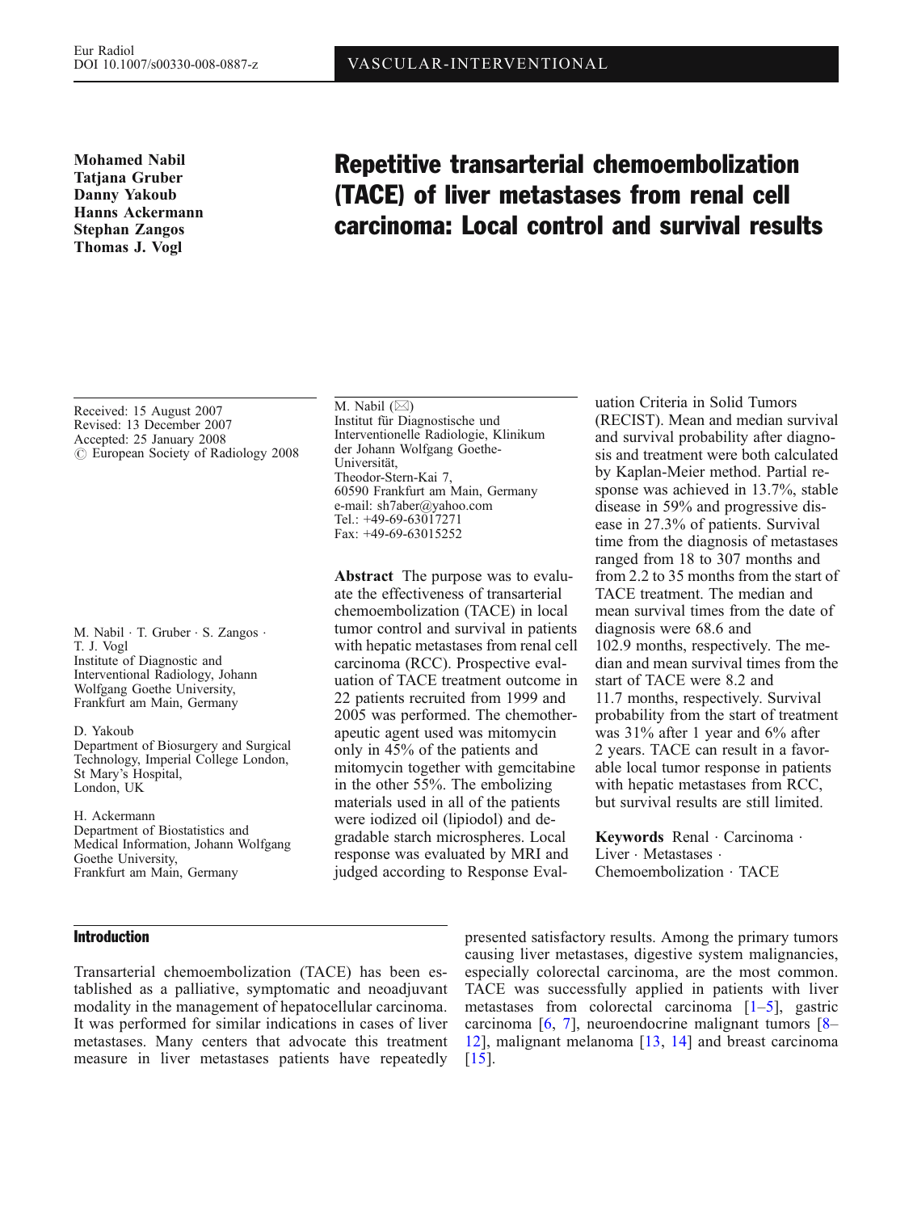VASCULAR-INTERVENTIONAL

**Mohamed Nabil**
**Tatjana Gruber**
**Danny Yakoub**
**Hanns Ackermann**
**Stephan Zangos**
**Thomas J. Vogl**

# Repetitive transarterial chemoembolization (TACE) of liver metastases from renal cell carcinoma: Local control and survival results

Received: 15 August 2007
Revised: 13 December 2007
Accepted: 25 January 2008
© European Society of Radiology 2008

M. Nabil · T. Gruber · S. Zangos · T. J. Vogl
Institute of Diagnostic and Interventional Radiology, Johann Wolfgang Goethe University, Frankfurt am Main, Germany

D. Yakoub
Department of Biosurgery and Surgical Technology, Imperial College London, St Mary's Hospital, London, UK

H. Ackermann
Department of Biostatistics and Medical Information, Johann Wolfgang Goethe University, Frankfurt am Main, Germany

M. Nabil (✉)
Institut für Diagnostische und Interventionelle Radiologie, Klinikum der Johann Wolfgang Goethe-Universität,
Theodor-Stern-Kai 7,
60590 Frankfurt am Main, Germany
e-mail: sh7aber@yahoo.com
Tel.: +49-69-63017271
Fax: +49-69-63015252

**Abstract** The purpose was to evaluate the effectiveness of transarterial chemoembolization (TACE) in local tumor control and survival in patients with hepatic metastases from renal cell carcinoma (RCC). Prospective evaluation of TACE treatment outcome in 22 patients recruited from 1999 and 2005 was performed. The chemotherapeutic agent used was mitomycin only in 45% of the patients and mitomycin together with gemcitabine in the other 55%. The embolizing materials used in all of the patients were iodized oil (lipiodol) and degradable starch microspheres. Local response was evaluated by MRI and judged according to Response Evaluation Criteria in Solid Tumors (RECIST). Mean and median survival and survival probability after diagnosis and treatment were both calculated by Kaplan-Meier method. Partial response was achieved in 13.7%, stable disease in 59% and progressive disease in 27.3% of patients. Survival time from the diagnosis of metastases ranged from 18 to 307 months and from 2.2 to 35 months from the start of TACE treatment. The median and mean survival times from the date of diagnosis were 68.6 and 102.9 months, respectively. The median and mean survival times from the start of TACE were 8.2 and 11.7 months, respectively. Survival probability from the start of treatment was 31% after 1 year and 6% after 2 years. TACE can result in a favorable local tumor response in patients with hepatic metastases from RCC, but survival results are still limited.

**Keywords** Renal · Carcinoma · Liver · Metastases · Chemoembolization · TACE

## Introduction

Transarterial chemoembolization (TACE) has been established as a palliative, symptomatic and neoadjuvant modality in the management of hepatocellular carcinoma. It was performed for similar indications in cases of liver metastases. Many centers that advocate this treatment measure in liver metastases patients have repeatedly presented satisfactory results. Among the primary tumors causing liver metastases, digestive system malignancies, especially colorectal carcinoma, are the most common. TACE was successfully applied in patients with liver metastases from colorectal carcinoma [1–5], gastric carcinoma [6, 7], neuroendocrine malignant tumors [8–12], malignant melanoma [13, 14] and breast carcinoma [15].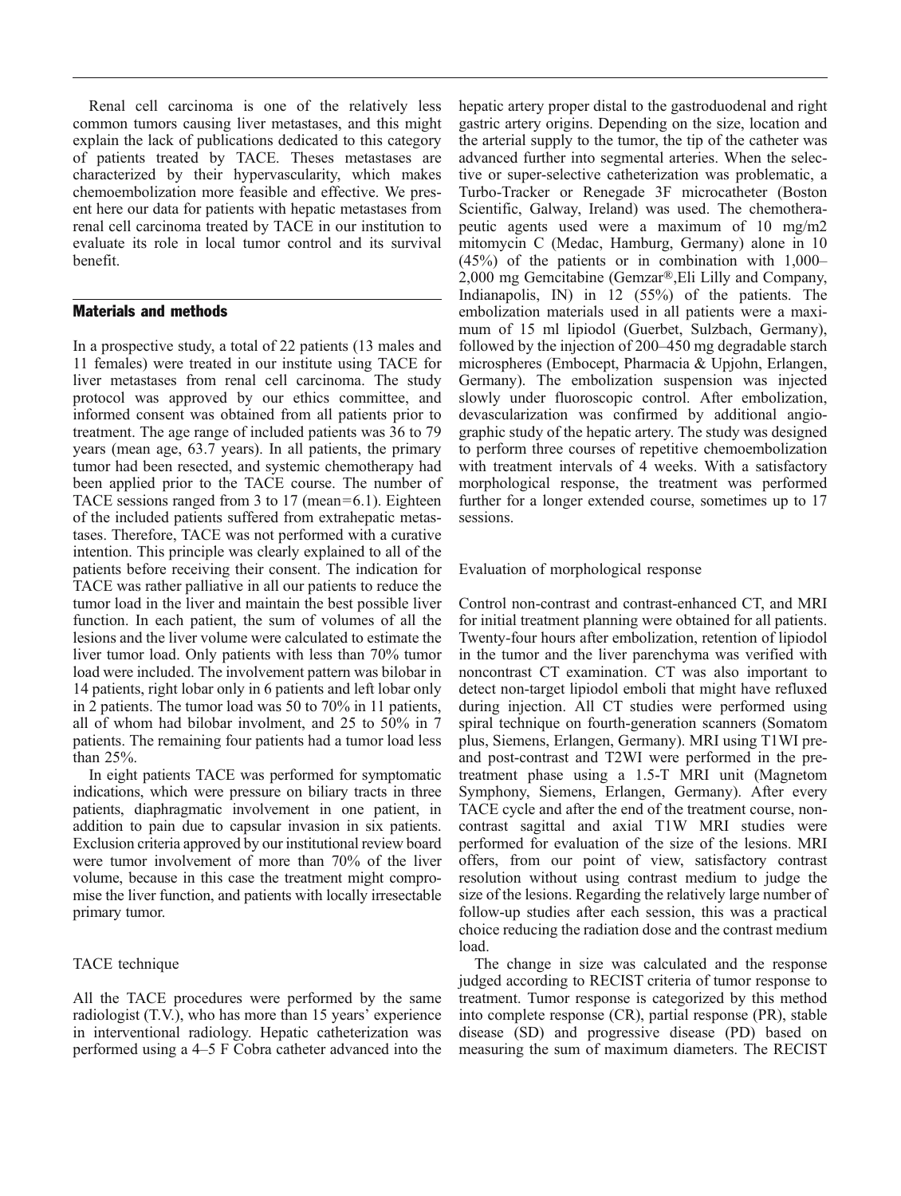Renal cell carcinoma is one of the relatively less common tumors causing liver metastases, and this might explain the lack of publications dedicated to this category of patients treated by TACE. Theses metastases are characterized by their hypervascularity, which makes chemoembolization more feasible and effective. We present here our data for patients with hepatic metastases from renal cell carcinoma treated by TACE in our institution to evaluate its role in local tumor control and its survival benefit.

## Materials and methods

In a prospective study, a total of 22 patients (13 males and 11 females) were treated in our institute using TACE for liver metastases from renal cell carcinoma. The study protocol was approved by our ethics committee, and informed consent was obtained from all patients prior to treatment. The age range of included patients was 36 to 79 years (mean age, 63.7 years). In all patients, the primary tumor had been resected, and systemic chemotherapy had been applied prior to the TACE course. The number of TACE sessions ranged from 3 to 17 (mean=6.1). Eighteen of the included patients suffered from extrahepatic metastases. Therefore, TACE was not performed with a curative intention. This principle was clearly explained to all of the patients before receiving their consent. The indication for TACE was rather palliative in all our patients to reduce the tumor load in the liver and maintain the best possible liver function. In each patient, the sum of volumes of all the lesions and the liver volume were calculated to estimate the liver tumor load. Only patients with less than 70% tumor load were included. The involvement pattern was bilobar in 14 patients, right lobar only in 6 patients and left lobar only in 2 patients. The tumor load was 50 to 70% in 11 patients, all of whom had bilobar involment, and 25 to 50% in 7 patients. The remaining four patients had a tumor load less than 25%.

In eight patients TACE was performed for symptomatic indications, which were pressure on biliary tracts in three patients, diaphragmatic involvement in one patient, in addition to pain due to capsular invasion in six patients. Exclusion criteria approved by our institutional review board were tumor involvement of more than 70% of the liver volume, because in this case the treatment might compromise the liver function, and patients with locally irresectable primary tumor.

### TACE technique

All the TACE procedures were performed by the same radiologist (T.V.), who has more than 15 years' experience in interventional radiology. Hepatic catheterization was performed using a 4–5 F Cobra catheter advanced into the hepatic artery proper distal to the gastroduodenal and right gastric artery origins. Depending on the size, location and the arterial supply to the tumor, the tip of the catheter was advanced further into segmental arteries. When the selective or super-selective catheterization was problematic, a Turbo-Tracker or Renegade 3F microcatheter (Boston Scientific, Galway, Ireland) was used. The chemotherapeutic agents used were a maximum of 10 mg/m2 mitomycin C (Medac, Hamburg, Germany) alone in 10 (45%) of the patients or in combination with 1,000–2,000 mg Gemcitabine (Gemzar®,Eli Lilly and Company, Indianapolis, IN) in 12 (55%) of the patients. The embolization materials used in all patients were a maximum of 15 ml lipiodol (Guerbet, Sulzbach, Germany), followed by the injection of 200–450 mg degradable starch microspheres (Embocept, Pharmacia & Upjohn, Erlangen, Germany). The embolization suspension was injected slowly under fluoroscopic control. After embolization, devascularization was confirmed by additional angiographic study of the hepatic artery. The study was designed to perform three courses of repetitive chemoembolization with treatment intervals of 4 weeks. With a satisfactory morphological response, the treatment was performed further for a longer extended course, sometimes up to 17 sessions.

### Evaluation of morphological response

Control non-contrast and contrast-enhanced CT, and MRI for initial treatment planning were obtained for all patients. Twenty-four hours after embolization, retention of lipiodol in the tumor and the liver parenchyma was verified with noncontrast CT examination. CT was also important to detect non-target lipiodol emboli that might have refluxed during injection. All CT studies were performed using spiral technique on fourth-generation scanners (Somatom plus, Siemens, Erlangen, Germany). MRI using T1WI pre- and post-contrast and T2WI were performed in the pretreatment phase using a 1.5-T MRI unit (Magnetom Symphony, Siemens, Erlangen, Germany). After every TACE cycle and after the end of the treatment course, noncontrast sagittal and axial T1W MRI studies were performed for evaluation of the size of the lesions. MRI offers, from our point of view, satisfactory contrast resolution without using contrast medium to judge the size of the lesions. Regarding the relatively large number of follow-up studies after each session, this was a practical choice reducing the radiation dose and the contrast medium load.

The change in size was calculated and the response judged according to RECIST criteria of tumor response to treatment. Tumor response is categorized by this method into complete response (CR), partial response (PR), stable disease (SD) and progressive disease (PD) based on measuring the sum of maximum diameters. The RECIST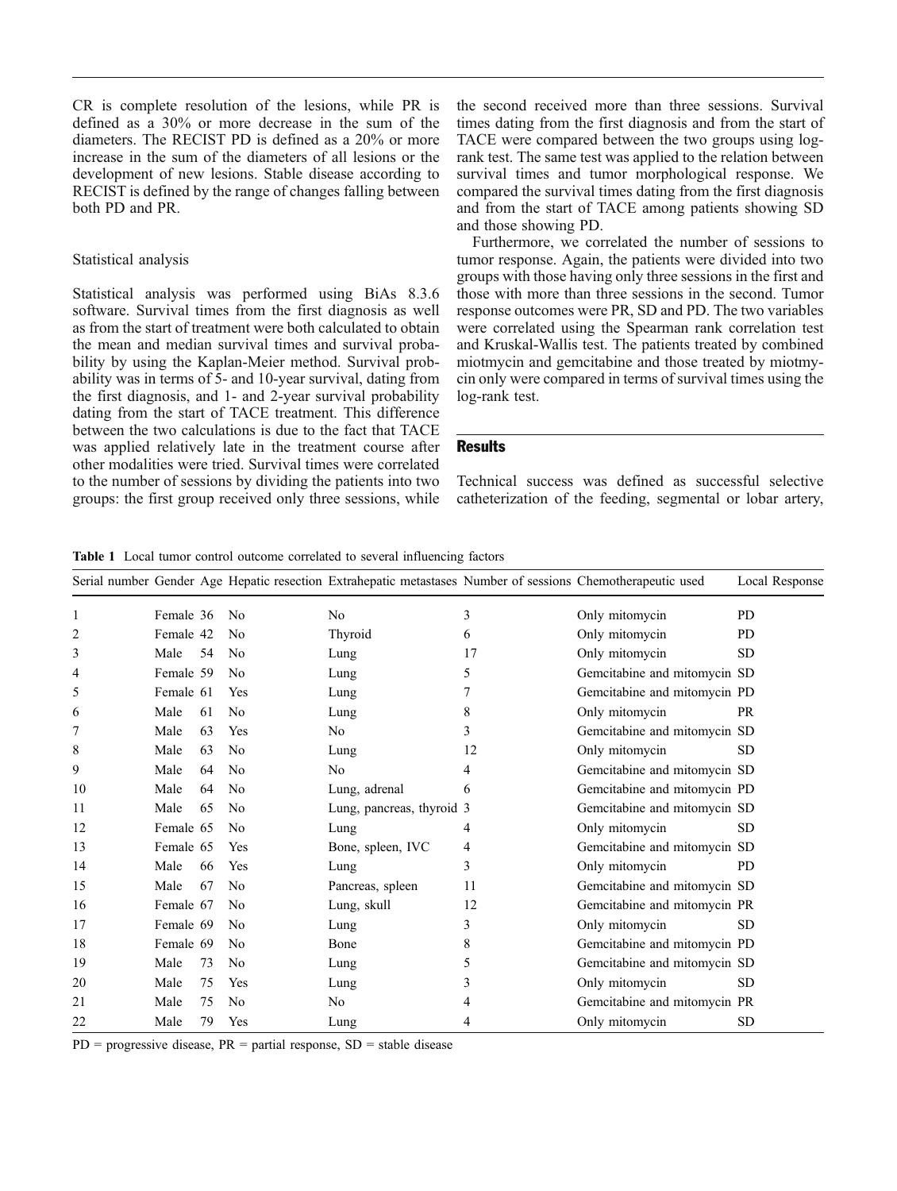CR is complete resolution of the lesions, while PR is defined as a 30% or more decrease in the sum of the diameters. The RECIST PD is defined as a 20% or more increase in the sum of the diameters of all lesions or the development of new lesions. Stable disease according to RECIST is defined by the range of changes falling between both PD and PR.

### Statistical analysis

Statistical analysis was performed using BiAs 8.3.6 software. Survival times from the first diagnosis as well as from the start of treatment were both calculated to obtain the mean and median survival times and survival probability by using the Kaplan-Meier method. Survival probability was in terms of 5- and 10-year survival, dating from the first diagnosis, and 1- and 2-year survival probability dating from the start of TACE treatment. This difference between the two calculations is due to the fact that TACE was applied relatively late in the treatment course after other modalities were tried. Survival times were correlated to the number of sessions by dividing the patients into two groups: the first group received only three sessions, while the second received more than three sessions. Survival times dating from the first diagnosis and from the start of TACE were compared between the two groups using log-rank test. The same test was applied to the relation between survival times and tumor morphological response. We compared the survival times dating from the first diagnosis and from the start of TACE among patients showing SD and those showing PD.

Furthermore, we correlated the number of sessions to tumor response. Again, the patients were divided into two groups with those having only three sessions in the first and those with more than three sessions in the second. Tumor response outcomes were PR, SD and PD. The two variables were correlated using the Spearman rank correlation test and Kruskal-Wallis test. The patients treated by combined miotmycin and gemcitabine and those treated by miotmycin only were compared in terms of survival times using the log-rank test.

## Results

Technical success was defined as successful selective catheterization of the feeding, segmental or lobar artery,

**Table 1** Local tumor control outcome correlated to several influencing factors

| Serial number | Gender | Age | Hepatic resection | Extrahepatic metastases | Number of sessions | Chemotherapeutic used | Local Response |
|---|---|---|---|---|---|---|---|
| 1 | Female | 36 | No | No | 3 | Only mitomycin | PD |
| 2 | Female | 42 | No | Thyroid | 6 | Only mitomycin | PD |
| 3 | Male | 54 | No | Lung | 17 | Only mitomycin | SD |
| 4 | Female | 59 | No | Lung | 5 | Gemcitabine and mitomycin | SD |
| 5 | Female | 61 | Yes | Lung | 7 | Gemcitabine and mitomycin | PD |
| 6 | Male | 61 | No | Lung | 8 | Only mitomycin | PR |
| 7 | Male | 63 | Yes | No | 3 | Gemcitabine and mitomycin | SD |
| 8 | Male | 63 | No | Lung | 12 | Only mitomycin | SD |
| 9 | Male | 64 | No | No | 4 | Gemcitabine and mitomycin | SD |
| 10 | Male | 64 | No | Lung, adrenal | 6 | Gemcitabine and mitomycin | PD |
| 11 | Male | 65 | No | Lung, pancreas, thyroid | 3 | Gemcitabine and mitomycin | SD |
| 12 | Female | 65 | No | Lung | 4 | Only mitomycin | SD |
| 13 | Female | 65 | Yes | Bone, spleen, IVC | 4 | Gemcitabine and mitomycin | SD |
| 14 | Male | 66 | Yes | Lung | 3 | Only mitomycin | PD |
| 15 | Male | 67 | No | Pancreas, spleen | 11 | Gemcitabine and mitomycin | SD |
| 16 | Female | 67 | No | Lung, skull | 12 | Gemcitabine and mitomycin | PR |
| 17 | Female | 69 | No | Lung | 3 | Only mitomycin | SD |
| 18 | Female | 69 | No | Bone | 8 | Gemcitabine and mitomycin | PD |
| 19 | Male | 73 | No | Lung | 5 | Gemcitabine and mitomycin | SD |
| 20 | Male | 75 | Yes | Lung | 3 | Only mitomycin | SD |
| 21 | Male | 75 | No | No | 4 | Gemcitabine and mitomycin | PR |
| 22 | Male | 79 | Yes | Lung | 4 | Only mitomycin | SD |

PD = progressive disease, PR = partial response, SD = stable disease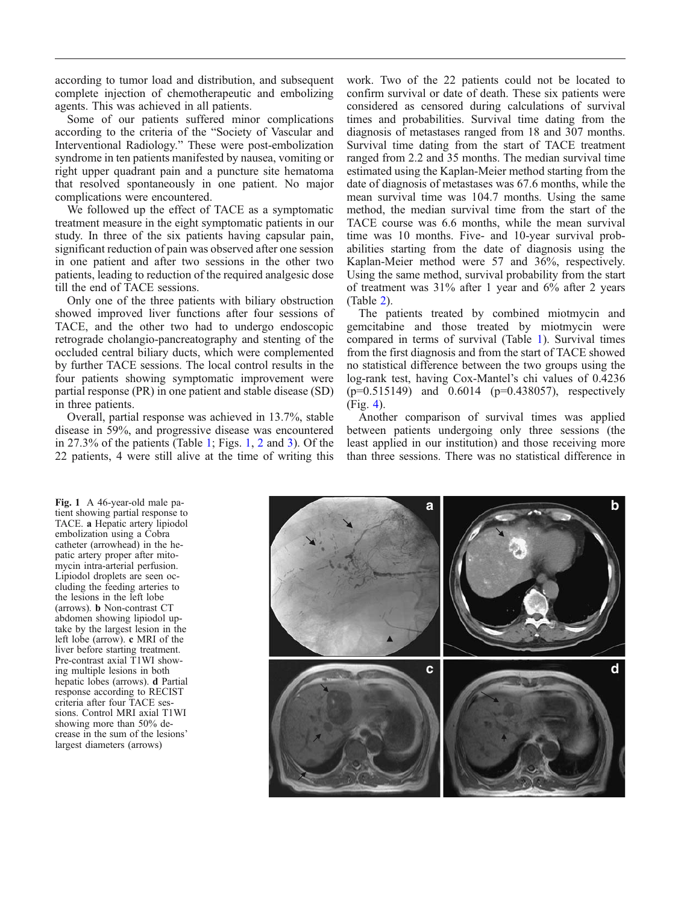according to tumor load and distribution, and subsequent complete injection of chemotherapeutic and embolizing agents. This was achieved in all patients.

Some of our patients suffered minor complications according to the criteria of the "Society of Vascular and Interventional Radiology." These were post-embolization syndrome in ten patients manifested by nausea, vomiting or right upper quadrant pain and a puncture site hematoma that resolved spontaneously in one patient. No major complications were encountered.

We followed up the effect of TACE as a symptomatic treatment measure in the eight symptomatic patients in our study. In three of the six patients having capsular pain, significant reduction of pain was observed after one session in one patient and after two sessions in the other two patients, leading to reduction of the required analgesic dose till the end of TACE sessions.

Only one of the three patients with biliary obstruction showed improved liver functions after four sessions of TACE, and the other two had to undergo endoscopic retrograde cholangio-pancreatography and stenting of the occluded central biliary ducts, which were complemented by further TACE sessions. The local control results in the four patients showing symptomatic improvement were partial response (PR) in one patient and stable disease (SD) in three patients.

Overall, partial response was achieved in 13.7%, stable disease in 59%, and progressive disease was encountered in 27.3% of the patients (Table 1; Figs. 1, 2 and 3). Of the 22 patients, 4 were still alive at the time of writing this work. Two of the 22 patients could not be located to confirm survival or date of death. These six patients were considered as censored during calculations of survival times and probabilities. Survival time dating from the diagnosis of metastases ranged from 18 and 307 months. Survival time dating from the start of TACE treatment ranged from 2.2 and 35 months. The median survival time estimated using the Kaplan-Meier method starting from the date of diagnosis of metastases was 67.6 months, while the mean survival time was 104.7 months. Using the same method, the median survival time from the start of the TACE course was 6.6 months, while the mean survival time was 10 months. Five- and 10-year survival probabilities starting from the date of diagnosis using the Kaplan-Meier method were 57 and 36%, respectively. Using the same method, survival probability from the start of treatment was 31% after 1 year and 6% after 2 years (Table 2).

The patients treated by combined miotmycin and gemcitabine and those treated by miotmycin were compared in terms of survival (Table 1). Survival times from the first diagnosis and from the start of TACE showed no statistical difference between the two groups using the log-rank test, having Cox-Mantel's chi values of 0.4236 ($p=0.515149$) and 0.6014 ($p=0.438057$), respectively (Fig. 4).

Another comparison of survival times was applied between patients undergoing only three sessions (the least applied in our institution) and those receiving more than three sessions. There was no statistical difference in

**Fig. 1** A 46-year-old male patient showing partial response to TACE. **a** Hepatic artery lipiodol embolization using a Cobra catheter (arrowhead) in the hepatic artery proper after mitomycin intra-arterial perfusion. Lipiodol droplets are seen occluding the feeding arteries to the lesions in the left lobe (arrows). **b** Non-contrast CT abdomen showing lipiodol uptake by the largest lesion in the left lobe (arrow). **c** MRI of the liver before starting treatment. Pre-contrast axial T1WI showing multiple lesions in both hepatic lobes (arrows). **d** Partial response according to RECIST criteria after four TACE sessions. Control MRI axial T1WI showing more than 50% decrease in the sum of the lesions' largest diameters (arrows)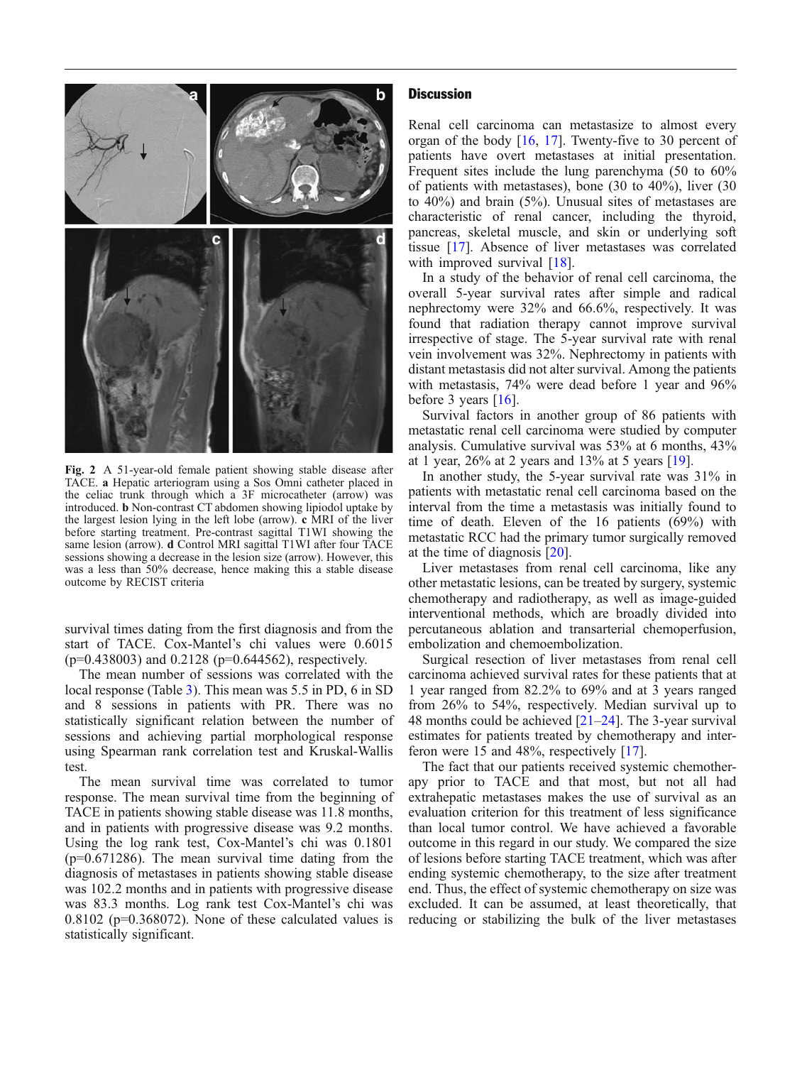Fig. 2 A 51-year-old female patient showing stable disease after TACE. **a** Hepatic arteriogram using a Sos Omni catheter placed in the celiac trunk through which a 3F microcatheter (arrow) was introduced. **b** Non-contrast CT abdomen showing lipiodol uptake by the largest lesion lying in the left lobe (arrow). **c** MRI of the liver before starting treatment. Pre-contrast sagittal T1WI showing the same lesion (arrow). **d** Control MRI sagittal T1WI after four TACE sessions showing a decrease in the lesion size (arrow). However, this was a less than 50% decrease, hence making this a stable disease outcome by RECIST criteria

survival times dating from the first diagnosis and from the start of TACE. Cox-Mantel's chi values were 0.6015 (p=0.438003) and 0.2128 (p=0.644562), respectively.

The mean number of sessions was correlated with the local response (Table 3). This mean was 5.5 in PD, 6 in SD and 8 sessions in patients with PR. There was no statistically significant relation between the number of sessions and achieving partial morphological response using Spearman rank correlation test and Kruskal-Wallis test.

The mean survival time was correlated to tumor response. The mean survival time from the beginning of TACE in patients showing stable disease was 11.8 months, and in patients with progressive disease was 9.2 months. Using the log rank test, Cox-Mantel's chi was 0.1801 (p=0.671286). The mean survival time dating from the diagnosis of metastases in patients showing stable disease was 102.2 months and in patients with progressive disease was 83.3 months. Log rank test Cox-Mantel's chi was 0.8102 (p=0.368072). None of these calculated values is statistically significant.

## Discussion

Renal cell carcinoma can metastasize to almost every organ of the body [16, 17]. Twenty-five to 30 percent of patients have overt metastases at initial presentation. Frequent sites include the lung parenchyma (50 to 60% of patients with metastases), bone (30 to 40%), liver (30 to 40%) and brain (5%). Unusual sites of metastases are characteristic of renal cancer, including the thyroid, pancreas, skeletal muscle, and skin or underlying soft tissue [17]. Absence of liver metastases was correlated with improved survival [18].

In a study of the behavior of renal cell carcinoma, the overall 5-year survival rates after simple and radical nephrectomy were 32% and 66.6%, respectively. It was found that radiation therapy cannot improve survival irrespective of stage. The 5-year survival rate with renal vein involvement was 32%. Nephrectomy in patients with distant metastasis did not alter survival. Among the patients with metastasis, 74% were dead before 1 year and 96% before 3 years [16].

Survival factors in another group of 86 patients with metastatic renal cell carcinoma were studied by computer analysis. Cumulative survival was 53% at 6 months, 43% at 1 year, 26% at 2 years and 13% at 5 years [19].

In another study, the 5-year survival rate was 31% in patients with metastatic renal cell carcinoma based on the interval from the time a metastasis was initially found to time of death. Eleven of the 16 patients (69%) with metastatic RCC had the primary tumor surgically removed at the time of diagnosis [20].

Liver metastases from renal cell carcinoma, like any other metastatic lesions, can be treated by surgery, systemic chemotherapy and radiotherapy, as well as image-guided interventional methods, which are broadly divided into percutaneous ablation and transarterial chemoperfusion, embolization and chemoembolization.

Surgical resection of liver metastases from renal cell carcinoma achieved survival rates for these patients that at 1 year ranged from 82.2% to 69% and at 3 years ranged from 26% to 54%, respectively. Median survival up to 48 months could be achieved [21–24]. The 3-year survival estimates for patients treated by chemotherapy and interferon were 15 and 48%, respectively [17].

The fact that our patients received systemic chemotherapy prior to TACE and that most, but not all had extrahepatic metastases makes the use of survival as an evaluation criterion for this treatment of less significance than local tumor control. We have achieved a favorable outcome in this regard in our study. We compared the size of lesions before starting TACE treatment, which was after ending systemic chemotherapy, to the size after treatment end. Thus, the effect of systemic chemotherapy on size was excluded. It can be assumed, at least theoretically, that reducing or stabilizing the bulk of the liver metastases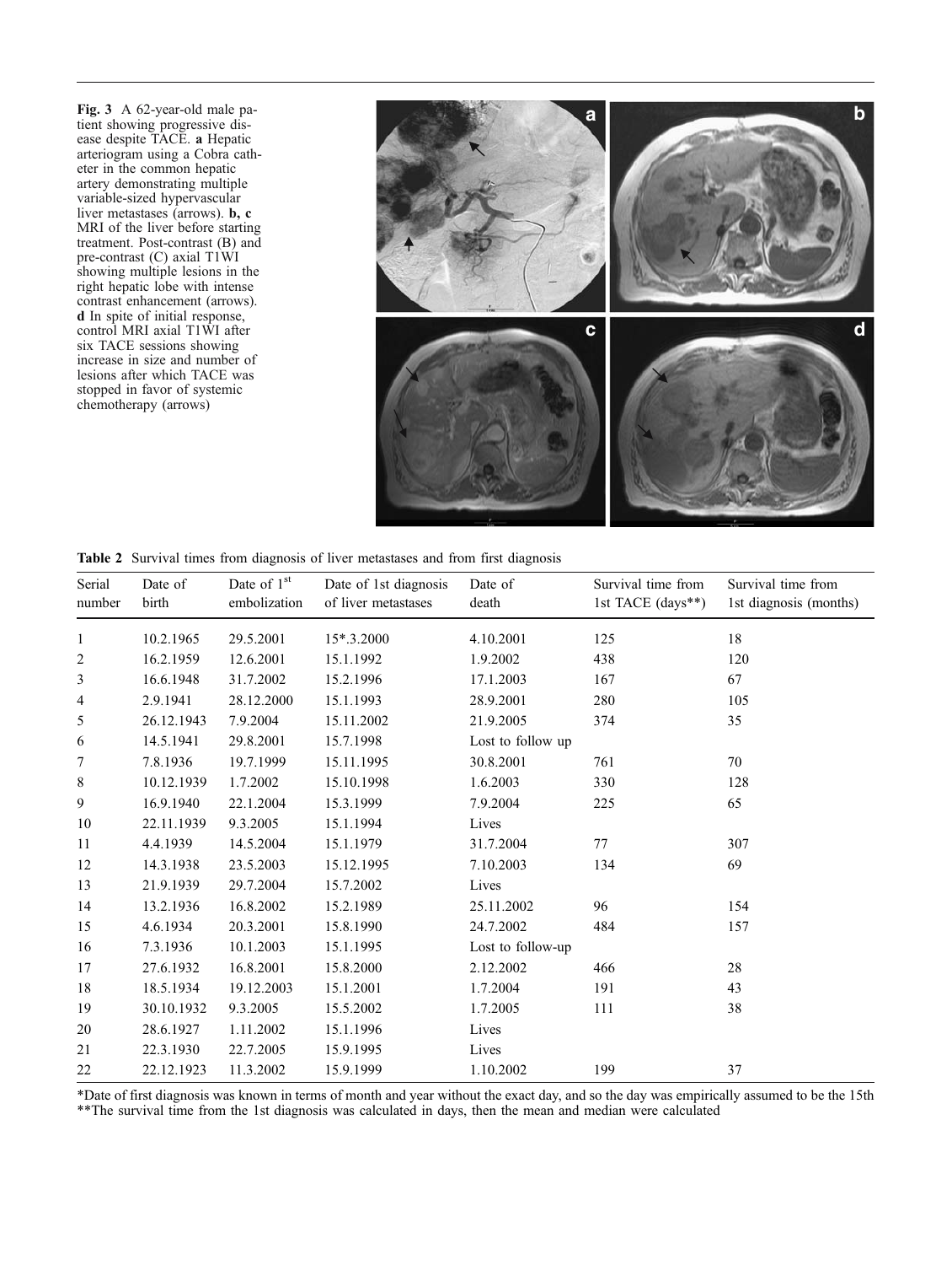**Fig. 3** A 62-year-old male patient showing progressive disease despite TACE. **a** Hepatic arteriogram using a Cobra catheter in the common hepatic artery demonstrating multiple variable-sized hypervascular liver metastases (arrows). **b, c** MRI of the liver before starting treatment. Post-contrast (B) and pre-contrast (C) axial T1WI showing multiple lesions in the right hepatic lobe with intense contrast enhancement (arrows). **d** In spite of initial response, control MRI axial T1WI after six TACE sessions showing increase in size and number of lesions after which TACE was stopped in favor of systemic chemotherapy (arrows)

**Table 2** Survival times from diagnosis of liver metastases and from first diagnosis

| Serial number | Date of birth | Date of 1st embolization | Date of 1st diagnosis of liver metastases | Date of death | Survival time from 1st TACE (days**) | Survival time from 1st diagnosis (months) |
|---|---|---|---|---|---|---|
| 1 | 10.2.1965 | 29.5.2001 | 15*.3.2000 | 4.10.2001 | 125 | 18 |
| 2 | 16.2.1959 | 12.6.2001 | 15.1.1992 | 1.9.2002 | 438 | 120 |
| 3 | 16.6.1948 | 31.7.2002 | 15.2.1996 | 17.1.2003 | 167 | 67 |
| 4 | 2.9.1941 | 28.12.2000 | 15.1.1993 | 28.9.2001 | 280 | 105 |
| 5 | 26.12.1943 | 7.9.2004 | 15.11.2002 | 21.9.2005 | 374 | 35 |
| 6 | 14.5.1941 | 29.8.2001 | 15.7.1998 | Lost to follow up | | |
| 7 | 7.8.1936 | 19.7.1999 | 15.11.1995 | 30.8.2001 | 761 | 70 |
| 8 | 10.12.1939 | 1.7.2002 | 15.10.1998 | 1.6.2003 | 330 | 128 |
| 9 | 16.9.1940 | 22.1.2004 | 15.3.1999 | 7.9.2004 | 225 | 65 |
| 10 | 22.11.1939 | 9.3.2005 | 15.1.1994 | Lives | | |
| 11 | 4.4.1939 | 14.5.2004 | 15.1.1979 | 31.7.2004 | 77 | 307 |
| 12 | 14.3.1938 | 23.5.2003 | 15.12.1995 | 7.10.2003 | 134 | 69 |
| 13 | 21.9.1939 | 29.7.2004 | 15.7.2002 | Lives | | |
| 14 | 13.2.1936 | 16.8.2002 | 15.2.1989 | 25.11.2002 | 96 | 154 |
| 15 | 4.6.1934 | 20.3.2001 | 15.8.1990 | 24.7.2002 | 484 | 157 |
| 16 | 7.3.1936 | 10.1.2003 | 15.1.1995 | Lost to follow-up | | |
| 17 | 27.6.1932 | 16.8.2001 | 15.8.2000 | 2.12.2002 | 466 | 28 |
| 18 | 18.5.1934 | 19.12.2003 | 15.1.2001 | 1.7.2004 | 191 | 43 |
| 19 | 30.10.1932 | 9.3.2005 | 15.5.2002 | 1.7.2005 | 111 | 38 |
| 20 | 28.6.1927 | 1.11.2002 | 15.1.1996 | Lives | | |
| 21 | 22.3.1930 | 22.7.2005 | 15.9.1995 | Lives | | |
| 22 | 22.12.1923 | 11.3.2002 | 15.9.1999 | 1.10.2002 | 199 | 37 |

*Date of first diagnosis was known in terms of month and year without the exact day, and so the day was empirically assumed to be the 15th

**The survival time from the 1st diagnosis was calculated in days, then the mean and median were calculated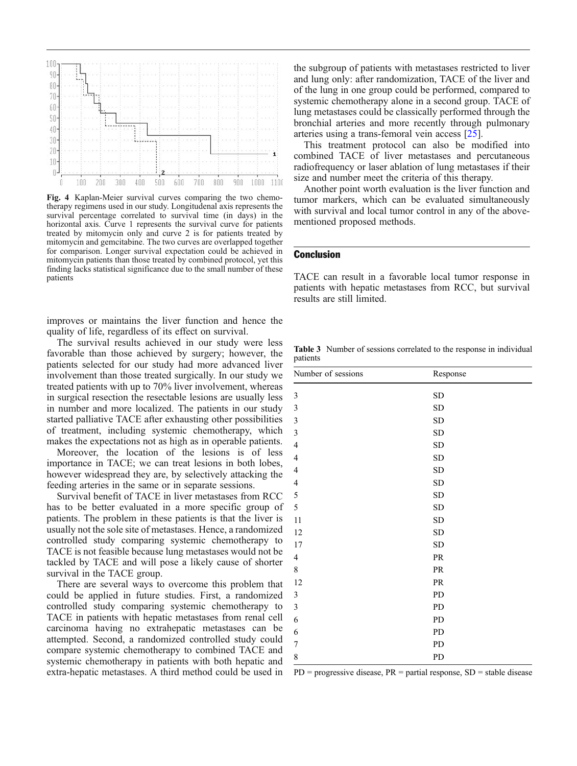100
90
80
70
60
50
40
30
20
10
0
0 100 200 300 400 500 600 700 800 900 1000 1100
1
2

**Fig. 4** Kaplan-Meier survival curves comparing the two chemotherapy regimens used in our study. Longitudenal axis represents the survival percentage correlated to survival time (in days) in the horizontal axis. Curve 1 represents the survival curve for patients treated by mitomycin only and curve 2 is for patients treated by mitomycin and gemcitabine. The two curves are overlapped together for comparison. Longer survival expectation could be achieved in mitomycin patients than those treated by combined protocol, yet this finding lacks statistical significance due to the small number of these patients

improves or maintains the liver function and hence the quality of life, regardless of its effect on survival.

The survival results achieved in our study were less favorable than those achieved by surgery; however, the patients selected for our study had more advanced liver involvement than those treated surgically. In our study we treated patients with up to 70% liver involvement, whereas in surgical resection the resectable lesions are usually less in number and more localized. The patients in our study started palliative TACE after exhausting other possibilities of treatment, including systemic chemotherapy, which makes the expectations not as high as in operable patients.

Moreover, the location of the lesions is of less importance in TACE; we can treat lesions in both lobes, however widespread they are, by selectively attacking the feeding arteries in the same or in separate sessions.

Survival benefit of TACE in liver metastases from RCC has to be better evaluated in a more specific group of patients. The problem in these patients is that the liver is usually not the sole site of metastases. Hence, a randomized controlled study comparing systemic chemotherapy to TACE is not feasible because lung metastases would not be tackled by TACE and will pose a likely cause of shorter survival in the TACE group.

There are several ways to overcome this problem that could be applied in future studies. First, a randomized controlled study comparing systemic chemotherapy to TACE in patients with hepatic metastases from renal cell carcinoma having no extrahepatic metastases can be attempted. Second, a randomized controlled study could compare systemic chemotherapy to combined TACE and systemic chemotherapy in patients with both hepatic and extra-hepatic metastases. A third method could be used in the subgroup of patients with metastases restricted to liver and lung only: after randomization, TACE of the liver and of the lung in one group could be performed, compared to systemic chemotherapy alone in a second group. TACE of lung metastases could be classically performed through the bronchial arteries and more recently through pulmonary arteries using a trans-femoral vein access [25].

This treatment protocol can also be modified into combined TACE of liver metastases and percutaneous radiofrequency or laser ablation of lung metastases if their size and number meet the criteria of this therapy.

Another point worth evaluation is the liver function and tumor markers, which can be evaluated simultaneously with survival and local tumor control in any of the above-mentioned proposed methods.

## Conclusion

TACE can result in a favorable local tumor response in patients with hepatic metastases from RCC, but survival results are still limited.

**Table 3** Number of sessions correlated to the response in individual patients

| Number of sessions | Response |
|---|---|
| 3 | SD |
| 3 | SD |
| 3 | SD |
| 3 | SD |
| 4 | SD |
| 4 | SD |
| 4 | SD |
| 4 | SD |
| 5 | SD |
| 5 | SD |
| 11 | SD |
| 12 | SD |
| 17 | SD |
| 4 | PR |
| 8 | PR |
| 12 | PR |
| 3 | PD |
| 3 | PD |
| 6 | PD |
| 6 | PD |
| 7 | PD |
| 8 | PD |

PD = progressive disease, PR = partial response, SD = stable disease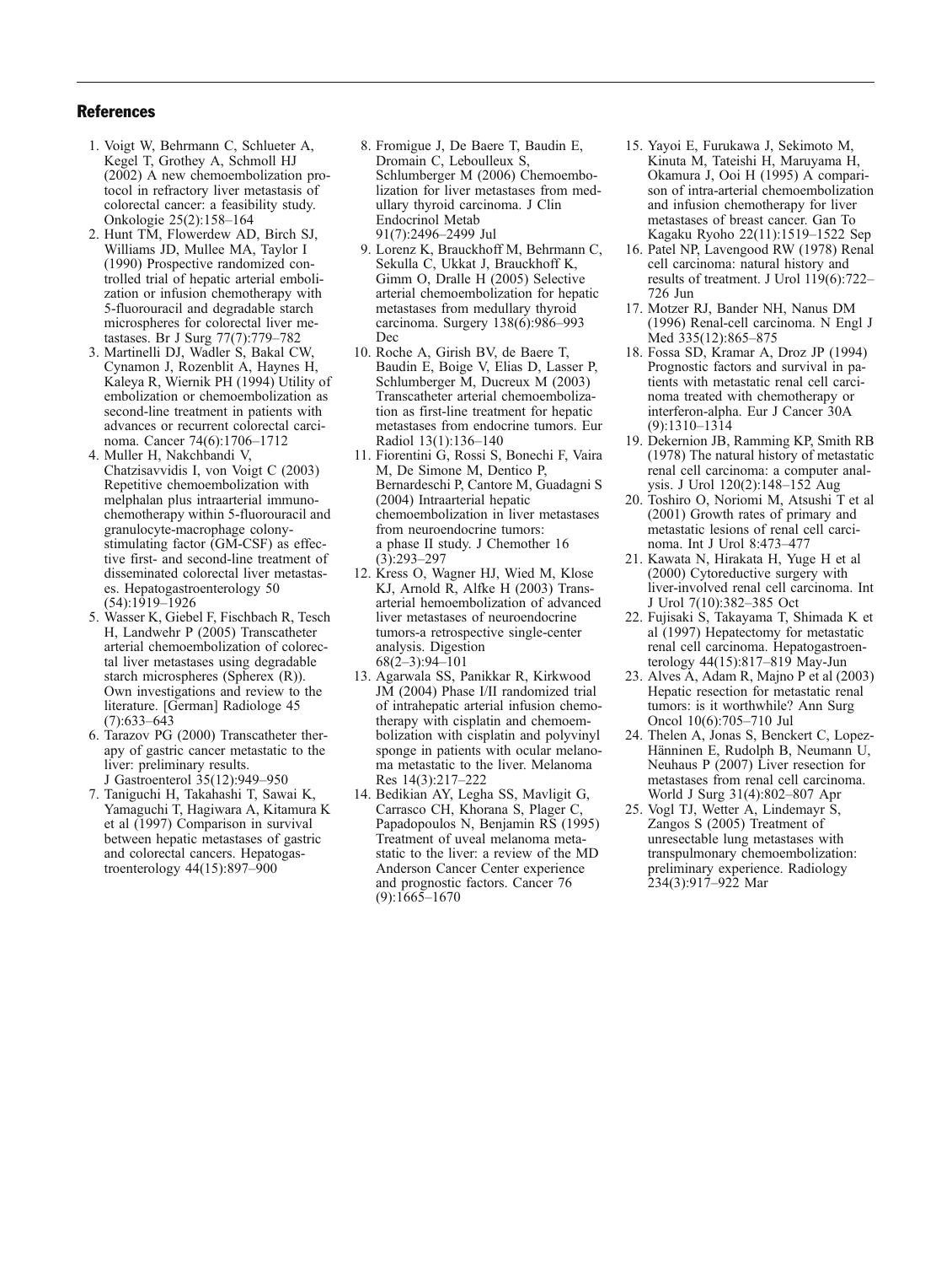## References

1. Voigt W, Behrmann C, Schlueter A, Kegel T, Grothey A, Schmoll HJ (2002) A new chemoembolization protocol in refractory liver metastasis of colorectal cancer: a feasibility study. Onkologie 25(2):158–164
2. Hunt TM, Flowerdew AD, Birch SJ, Williams JD, Mullee MA, Taylor I (1990) Prospective randomized controlled trial of hepatic arterial embolization or infusion chemotherapy with 5-fluorouracil and degradable starch microspheres for colorectal liver metastases. Br J Surg 77(7):779–782
3. Martinelli DJ, Wadler S, Bakal CW, Cynamon J, Rozenblit A, Haynes H, Kaleya R, Wiernik PH (1994) Utility of embolization or chemoembolization as second-line treatment in patients with advances or recurrent colorectal carcinoma. Cancer 74(6):1706–1712
4. Muller H, Nakchbandi V, Chatzisavvidis I, von Voigt C (2003) Repetitive chemoembolization with melphalan plus intraarterial immunochemotherapy within 5-fluorouracil and granulocyte-macrophage colony-stimulating factor (GM-CSF) as effective first- and second-line treatment of disseminated colorectal liver metastases. Hepatogastroenterology 50 (54):1919–1926
5. Wasser K, Giebel F, Fischbach R, Tesch H, Landwehr P (2005) Transcatheter arterial chemoembolization of colorectal liver metastases using degradable starch microspheres (Spherex (R)). Own investigations and review to the literature. [German] Radiologe 45 (7):633–643
6. Tarazov PG (2000) Transcatheter therapy of gastric cancer metastatic to the liver: preliminary results. J Gastroenterol 35(12):949–950
7. Taniguchi H, Takahashi T, Sawai K, Yamaguchi T, Hagiwara A, Kitamura K et al (1997) Comparison in survival between hepatic metastases of gastric and colorectal cancers. Hepatogastroenterology 44(15):897–900
8. Fromigue J, De Baere T, Baudin E, Dromain C, Leboulleux S, Schlumberger M (2006) Chemoembolization for liver metastases from medullary thyroid carcinoma. J Clin Endocrinol Metab 91(7):2496–2499 Jul
9. Lorenz K, Brauckhoff M, Behrmann C, Sekulla C, Ukkat J, Brauckhoff K, Gimm O, Dralle H (2005) Selective arterial chemoembolization for hepatic metastases from medullary thyroid carcinoma. Surgery 138(6):986–993 Dec
10. Roche A, Girish BV, de Baere T, Baudin E, Boige V, Elias D, Lasser P, Schlumberger M, Ducreux M (2003) Transcatheter arterial chemoembolization as first-line treatment for hepatic metastases from endocrine tumors. Eur Radiol 13(1):136–140
11. Fiorentini G, Rossi S, Bonechi F, Vaira M, De Simone M, Dentico P, Bernardeschi P, Cantore M, Guadagni S (2004) Intraarterial hepatic chemoembolization in liver metastases from neuroendocrine tumors: a phase II study. J Chemother 16 (3):293–297
12. Kress O, Wagner HJ, Wied M, Klose KJ, Arnold R, Alfke H (2003) Transarterial hemoembolization of advanced liver metastases of neuroendocrine tumors-a retrospective single-center analysis. Digestion 68(2–3):94–101
13. Agarwala SS, Panikkar R, Kirkwood JM (2004) Phase I/II randomized trial of intrahepatic arterial infusion chemotherapy with cisplatin and chemoembolization with cisplatin and polyvinyl sponge in patients with ocular melanoma metastatic to the liver. Melanoma Res 14(3):217–222
14. Bedikian AY, Legha SS, Mavligit G, Carrasco CH, Khorana S, Plager C, Papadopoulos N, Benjamin RS (1995) Treatment of uveal melanoma metastatic to the liver: a review of the MD Anderson Cancer Center experience and prognostic factors. Cancer 76 (9):1665–1670
15. Yayoi E, Furukawa J, Sekimoto M, Kinuta M, Tateishi H, Maruyama H, Okamura J, Ooi H (1995) A comparison of intra-arterial chemoembolization and infusion chemotherapy for liver metastases of breast cancer. Gan To Kagaku Ryoho 22(11):1519–1522 Sep
16. Patel NP, Lavengood RW (1978) Renal cell carcinoma: natural history and results of treatment. J Urol 119(6):722–726 Jun
17. Motzer RJ, Bander NH, Nanus DM (1996) Renal-cell carcinoma. N Engl J Med 335(12):865–875
18. Fossa SD, Kramar A, Droz JP (1994) Prognostic factors and survival in patients with metastatic renal cell carcinoma treated with chemotherapy or interferon-alpha. Eur J Cancer 30A (9):1310–1314
19. Dekernion JB, Ramming KP, Smith RB (1978) The natural history of metastatic renal cell carcinoma: a computer analysis. J Urol 120(2):148–152 Aug
20. Toshiro O, Noriomi M, Atsushi T et al (2001) Growth rates of primary and metastatic lesions of renal cell carcinoma. Int J Urol 8:473–477
21. Kawata N, Hirakata H, Yuge H et al (2000) Cytoreductive surgery with liver-involved renal cell carcinoma. Int J Urol 7(10):382–385 Oct
22. Fujisaki S, Takayama T, Shimada K et al (1997) Hepatectomy for metastatic renal cell carcinoma. Hepatogastroenterology 44(15):817–819 May-Jun
23. Alves A, Adam R, Majno P et al (2003) Hepatic resection for metastatic renal tumors: is it worthwhile? Ann Surg Oncol 10(6):705–710 Jul
24. Thelen A, Jonas S, Benckert C, Lopez-Hänninen E, Rudolph B, Neumann U, Neuhaus P (2007) Liver resection for metastases from renal cell carcinoma. World J Surg 31(4):802–807 Apr
25. Vogl TJ, Wetter A, Lindemayr S, Zangos S (2005) Treatment of unresectable lung metastases with transpulmonary chemoembolization: preliminary experience. Radiology 234(3):917–922 Mar